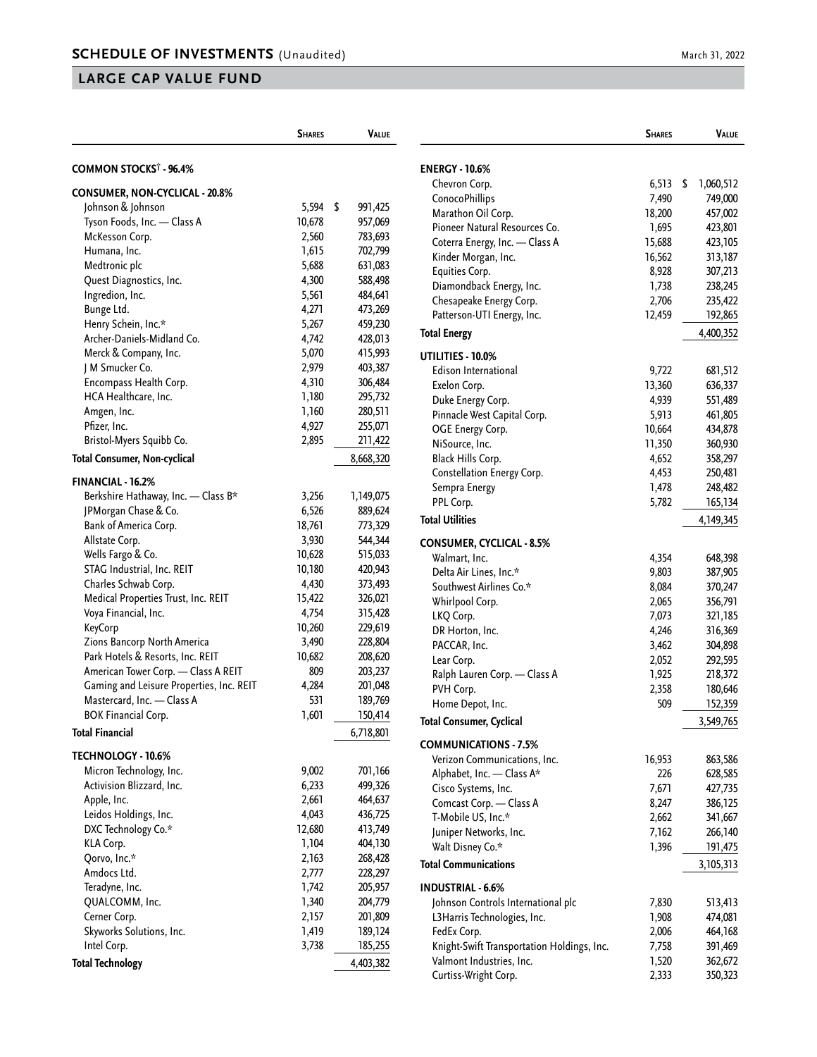## SCHEDULE OF INVESTMENTS (Unaudited)

March 31, 2022

## LARGE CAP VALUE FUND

| | Shares | Value |
|---|---|---|
| **COMMON STOCKS[†] - 96.4%** | | |
| **CONSUMER, NON-CYCLICAL - 20.8%** | | |
| Johnson & Johnson | 5,594 | $ 991,425 |
| Tyson Foods, Inc. — Class A | 10,678 | 957,069 |
| McKesson Corp. | 2,560 | 783,693 |
| Humana, Inc. | 1,615 | 702,799 |
| Medtronic plc | 5,688 | 631,083 |
| Quest Diagnostics, Inc. | 4,300 | 588,498 |
| Ingredion, Inc. | 5,561 | 484,641 |
| Bunge Ltd. | 4,271 | 473,269 |
| Henry Schein, Inc.* | 5,267 | 459,230 |
| Archer-Daniels-Midland Co. | 4,742 | 428,013 |
| Merck & Company, Inc. | 5,070 | 415,993 |
| J M Smucker Co. | 2,979 | 403,387 |
| Encompass Health Corp. | 4,310 | 306,484 |
| HCA Healthcare, Inc. | 1,180 | 295,732 |
| Amgen, Inc. | 1,160 | 280,511 |
| Pfizer, Inc. | 4,927 | 255,071 |
| Bristol-Myers Squibb Co. | 2,895 | 211,422 |
| **Total Consumer, Non-cyclical** | | 8,668,320 |
| **FINANCIAL - 16.2%** | | |
| Berkshire Hathaway, Inc. — Class B* | 3,256 | 1,149,075 |
| JPMorgan Chase & Co. | 6,526 | 889,624 |
| Bank of America Corp. | 18,761 | 773,329 |
| Allstate Corp. | 3,930 | 544,344 |
| Wells Fargo & Co. | 10,628 | 515,033 |
| STAG Industrial, Inc. REIT | 10,180 | 420,943 |
| Charles Schwab Corp. | 4,430 | 373,493 |
| Medical Properties Trust, Inc. REIT | 15,422 | 326,021 |
| Voya Financial, Inc. | 4,754 | 315,428 |
| KeyCorp | 10,260 | 229,619 |
| Zions Bancorp North America | 3,490 | 228,804 |
| Park Hotels & Resorts, Inc. REIT | 10,682 | 208,620 |
| American Tower Corp. — Class A REIT | 809 | 203,237 |
| Gaming and Leisure Properties, Inc. REIT | 4,284 | 201,048 |
| Mastercard, Inc. — Class A | 531 | 189,769 |
| BOK Financial Corp. | 1,601 | 150,414 |
| **Total Financial** | | 6,718,801 |
| **TECHNOLOGY - 10.6%** | | |
| Micron Technology, Inc. | 9,002 | 701,166 |
| Activision Blizzard, Inc. | 6,233 | 499,326 |
| Apple, Inc. | 2,661 | 464,637 |
| Leidos Holdings, Inc. | 4,043 | 436,725 |
| DXC Technology Co.* | 12,680 | 413,749 |
| KLA Corp. | 1,104 | 404,130 |
| Qorvo, Inc.* | 2,163 | 268,428 |
| Amdocs Ltd. | 2,777 | 228,297 |
| Teradyne, Inc. | 1,742 | 205,957 |
| QUALCOMM, Inc. | 1,340 | 204,779 |
| Cerner Corp. | 2,157 | 201,809 |
| Skyworks Solutions, Inc. | 1,419 | 189,124 |
| Intel Corp. | 3,738 | 185,255 |
| **Total Technology** | | 4,403,382 |
| **ENERGY - 10.6%** | | |
| Chevron Corp. | 6,513 | $ 1,060,512 |
| ConocoPhillips | 7,490 | 749,000 |
| Marathon Oil Corp. | 18,200 | 457,002 |
| Pioneer Natural Resources Co. | 1,695 | 423,801 |
| Coterra Energy, Inc. — Class A | 15,688 | 423,105 |
| Kinder Morgan, Inc. | 16,562 | 313,187 |
| Equities Corp. | 8,928 | 307,213 |
| Diamondback Energy, Inc. | 1,738 | 238,245 |
| Chesapeake Energy Corp. | 2,706 | 235,422 |
| Patterson-UTI Energy, Inc. | 12,459 | 192,865 |
| **Total Energy** | | 4,400,352 |
| **UTILITIES - 10.0%** | | |
| Edison International | 9,722 | 681,512 |
| Exelon Corp. | 13,360 | 636,337 |
| Duke Energy Corp. | 4,939 | 551,489 |
| Pinnacle West Capital Corp. | 5,913 | 461,805 |
| OGE Energy Corp. | 10,664 | 434,878 |
| NiSource, Inc. | 11,350 | 360,930 |
| Black Hills Corp. | 4,652 | 358,297 |
| Constellation Energy Corp. | 4,453 | 250,481 |
| Sempra Energy | 1,478 | 248,482 |
| PPL Corp. | 5,782 | 165,134 |
| **Total Utilities** | | 4,149,345 |
| **CONSUMER, CYCLICAL - 8.5%** | | |
| Walmart, Inc. | 4,354 | 648,398 |
| Delta Air Lines, Inc.* | 9,803 | 387,905 |
| Southwest Airlines Co.* | 8,084 | 370,247 |
| Whirlpool Corp. | 2,065 | 356,791 |
| LKQ Corp. | 7,073 | 321,185 |
| DR Horton, Inc. | 4,246 | 316,369 |
| PACCAR, Inc. | 3,462 | 304,898 |
| Lear Corp. | 2,052 | 292,595 |
| Ralph Lauren Corp. — Class A | 1,925 | 218,372 |
| PVH Corp. | 2,358 | 180,646 |
| Home Depot, Inc. | 509 | 152,359 |
| **Total Consumer, Cyclical** | | 3,549,765 |
| **COMMUNICATIONS - 7.5%** | | |
| Verizon Communications, Inc. | 16,953 | 863,586 |
| Alphabet, Inc. — Class A* | 226 | 628,585 |
| Cisco Systems, Inc. | 7,671 | 427,735 |
| Comcast Corp. — Class A | 8,247 | 386,125 |
| T-Mobile US, Inc.* | 2,662 | 341,667 |
| Juniper Networks, Inc. | 7,162 | 266,140 |
| Walt Disney Co.* | 1,396 | 191,475 |
| **Total Communications** | | 3,105,313 |
| **INDUSTRIAL - 6.6%** | | |
| Johnson Controls International plc | 7,830 | 513,413 |
| L3Harris Technologies, Inc. | 1,908 | 474,081 |
| FedEx Corp. | 2,006 | 464,168 |
| Knight-Swift Transportation Holdings, Inc. | 7,758 | 391,469 |
| Valmont Industries, Inc. | 1,520 | 362,672 |
| Curtiss-Wright Corp. | 2,333 | 350,323 |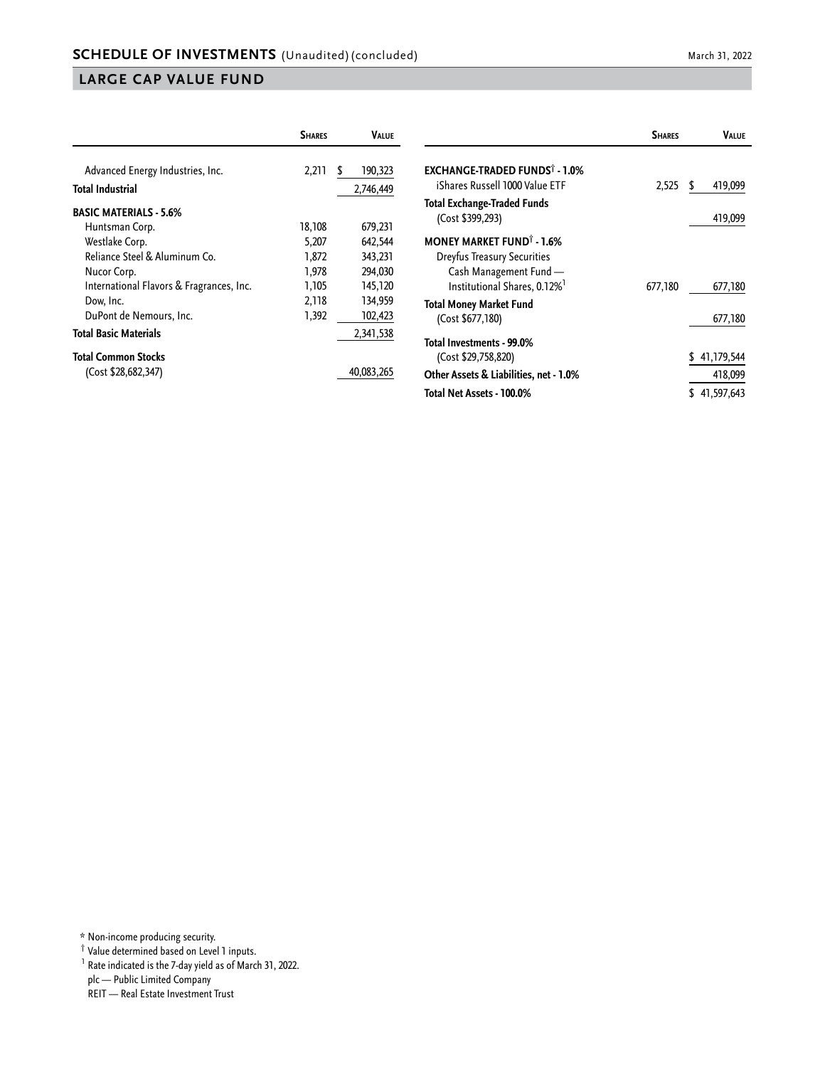## LARGE CAP VALUE FUND

| | Shares | Value |
|---|---|---|
| Advanced Energy Industries, Inc. | 2,211 | $ 190,323 |
| **Total Industrial** | | 2,746,449 |
| **BASIC MATERIALS - 5.6%** | | |
| Huntsman Corp. | 18,108 | 679,231 |
| Westlake Corp. | 5,207 | 642,544 |
| Reliance Steel & Aluminum Co. | 1,872 | 343,231 |
| Nucor Corp. | 1,978 | 294,030 |
| International Flavors & Fragrances, Inc. | 1,105 | 145,120 |
| Dow, Inc. | 2,118 | 134,959 |
| DuPont de Nemours, Inc. | 1,392 | 102,423 |
| **Total Basic Materials** | | 2,341,538 |
| **Total Common Stocks** (Cost $28,682,347) | | 40,083,265 |
| **EXCHANGE-TRADED FUNDS† - 1.0%** | | |
| iShares Russell 1000 Value ETF | 2,525 | $ 419,099 |
| **Total Exchange-Traded Funds** (Cost $399,293) | | 419,099 |
| **MONEY MARKET FUND† - 1.6%** | | |
| Dreyfus Treasury Securities Cash Management Fund — Institutional Shares, 0.12%[1] | 677,180 | 677,180 |
| **Total Money Market Fund** (Cost $677,180) | | 677,180 |
| **Total Investments - 99.0%** (Cost $29,758,820) | | $ 41,179,544 |
| **Other Assets & Liabilities, net - 1.0%** | | 418,099 |
| **Total Net Assets - 100.0%** | | $ 41,597,643 |

* Non-income producing security.

† Value determined based on Level 1 inputs.

[1] Rate indicated is the 7-day yield as of March 31, 2022.

plc — Public Limited Company

REIT — Real Estate Investment Trust